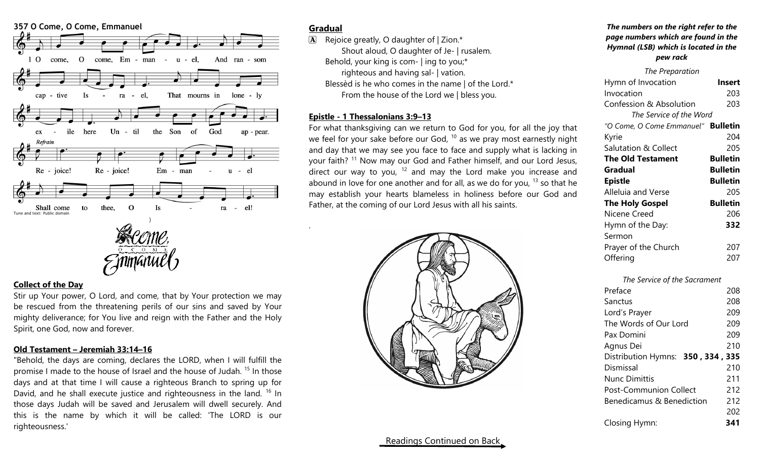## 357 O Come, O Come, Emmanuel

1 O come, O come, Emmanuel, And ransom captive Israel, That mourns in lonely exile here Until the Son of God appear.

*Refrain*

Rejoice! Rejoice! Emmanuel Shall come to thee, O Israel!

Tune and text: Public domain

O Come, O Come Emmanuel

### Collect of the Day

Stir up Your power, O Lord, and come, that by Your protection we may be rescued from the threatening perils of our sins and saved by Your mighty deliverance; for You live and reign with the Father and the Holy Spirit, one God, now and forever.

### Old Testament – Jeremiah 33:14–16

"Behold, the days are coming, declares the LORD, when I will fulfill the promise I made to the house of Israel and the house of Judah. [15] In those days and at that time I will cause a righteous Branch to spring up for David, and he shall execute justice and righteousness in the land. [16] In those days Judah will be saved and Jerusalem will dwell securely. And this is the name by which it will be called: 'The LORD is our righteousness.'

### Gradual

**A** Rejoice greatly, O daughter of | Zion.*
Shout aloud, O daughter of Je- | rusalem.
Behold, your king is com- | ing to you;*
righteous and having sal- | vation.
Blessèd is he who comes in the name | of the Lord.*
From the house of the Lord we | bless you.

### Epistle - 1 Thessalonians 3:9–13

For what thanksgiving can we return to God for you, for all the joy that we feel for your sake before our God, [10] as we pray most earnestly night and day that we may see you face to face and supply what is lacking in your faith? [11] Now may our God and Father himself, and our Lord Jesus, direct our way to you, [12] and may the Lord make you increase and abound in love for one another and for all, as we do for you, [13] so that he may establish your hearts blameless in holiness before our God and Father, at the coming of our Lord Jesus with all his saints.

Readings Continued on Back

***The numbers on the right refer to the page numbers which are found in the Hymnal (LSB) which is located in the pew rack***

*The Preparation*

| | |
|---|---|
| Hymn of Invocation | **Insert** |
| Invocation | 203 |
| Confession & Absolution | 203 |

*The Service of the Word*

| | |
|---|---|
| "O Come, O Come Emmanuel" | **Bulletin** |
| Kyrie | 204 |
| Salutation & Collect | 205 |
| **The Old Testament** | **Bulletin** |
| **Gradual** | **Bulletin** |
| **Epistle** | **Bulletin** |
| Alleluia and Verse | 205 |
| **The Holy Gospel** | **Bulletin** |
| Nicene Creed | 206 |
| Hymn of the Day: | **332** |
| Sermon | |
| Prayer of the Church | 207 |
| Offering | 207 |

*The Service of the Sacrament*

| | |
|---|---|
| Preface | 208 |
| Sanctus | 208 |
| Lord's Prayer | 209 |
| The Words of Our Lord | 209 |
| Pax Domini | 209 |
| Agnus Dei | 210 |
| Distribution Hymns: | **350 , 334 , 335** |
| Dismissal | 210 |
| Nunc Dimittis | 211 |
| Post-Communion Collect | 212 |
| Benedicamus & Benediction | 212 |
| | 202 |
| Closing Hymn: | **341** |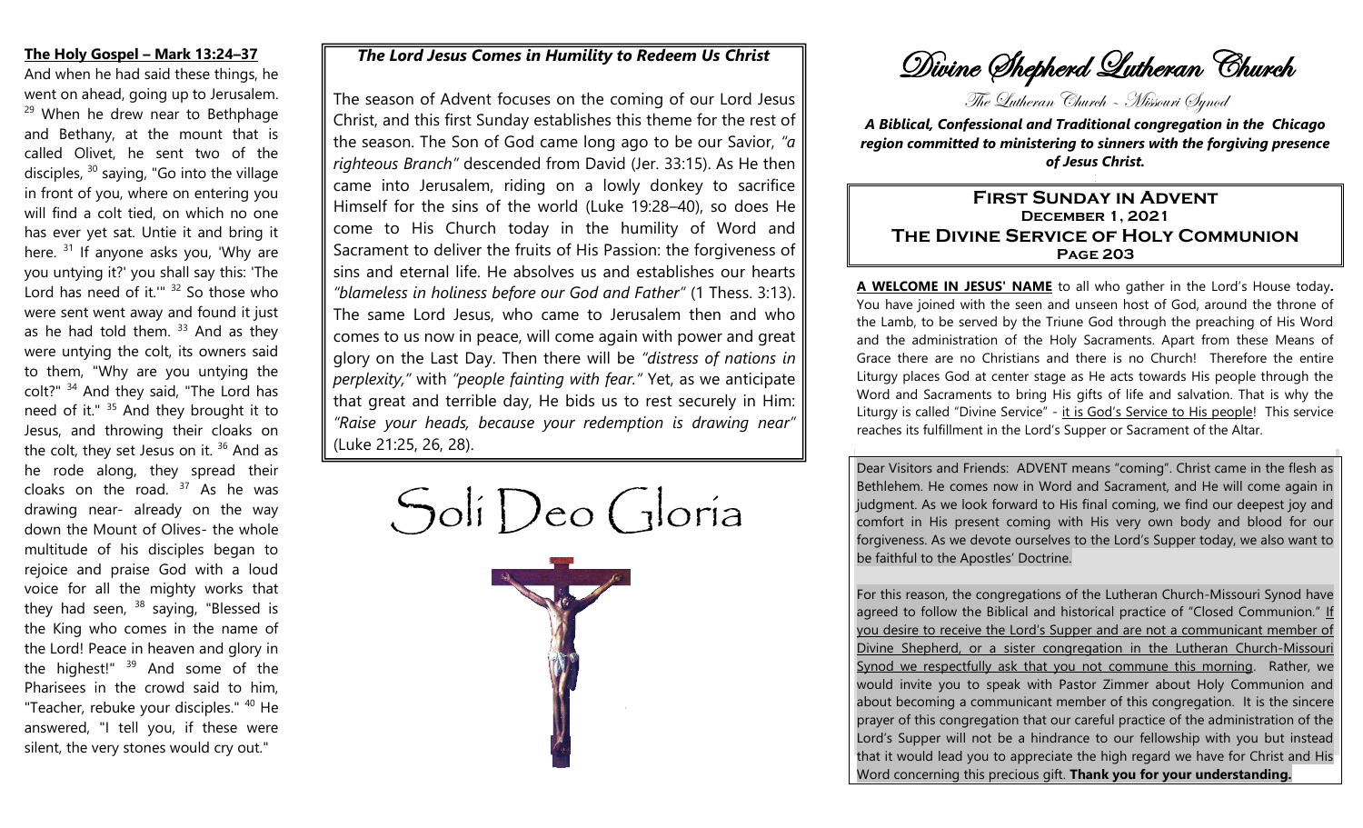**The Holy Gospel – Mark 13:24–37**

And when he had said these things, he went on ahead, going up to Jerusalem. [29] When he drew near to Bethphage and Bethany, at the mount that is called Olivet, he sent two of the disciples, [30] saying, "Go into the village in front of you, where on entering you will find a colt tied, on which no one has ever yet sat. Untie it and bring it here. [31] If anyone asks you, 'Why are you untying it?' you shall say this: 'The Lord has need of it.'" [32] So those who were sent went away and found it just as he had told them. [33] And as they were untying the colt, its owners said to them, "Why are you untying the colt?" [34] And they said, "The Lord has need of it." [35] And they brought it to Jesus, and throwing their cloaks on the colt, they set Jesus on it. [36] And as he rode along, they spread their cloaks on the road. [37] As he was drawing near- already on the way down the Mount of Olives- the whole multitude of his disciples began to rejoice and praise God with a loud voice for all the mighty works that they had seen, [38] saying, "Blessed is the King who comes in the name of the Lord! Peace in heaven and glory in the highest!" [39] And some of the Pharisees in the crowd said to him, "Teacher, rebuke your disciples." [40] He answered, "I tell you, if these were silent, the very stones would cry out."

***The Lord Jesus Comes in Humility to Redeem Us Christ***

The season of Advent focuses on the coming of our Lord Jesus Christ, and this first Sunday establishes this theme for the rest of the season. The Son of God came long ago to be our Savior, *"a righteous Branch"* descended from David (Jer. 33:15). As He then came into Jerusalem, riding on a lowly donkey to sacrifice Himself for the sins of the world (Luke 19:28–40), so does He come to His Church today in the humility of Word and Sacrament to deliver the fruits of His Passion: the forgiveness of sins and eternal life. He absolves us and establishes our hearts *"blameless in holiness before our God and Father"* (1 Thess. 3:13). The same Lord Jesus, who came to Jerusalem then and who comes to us now in peace, will come again with power and great glory on the Last Day. Then there will be *"distress of nations in perplexity,"* with *"people fainting with fear."* Yet, as we anticipate that great and terrible day, He bids us to rest securely in Him: *"Raise your heads, because your redemption is drawing near"* (Luke 21:25, 26, 28).

Soli Deo Gloria

# Divine Shepherd Lutheran Church

The Lutheran Church ~ Missouri Synod

***A Biblical, Confessional and Traditional congregation in the Chicago region committed to ministering to sinners with the forgiving presence of Jesus Christ.***

## First Sunday in Advent
## December 1, 2021
## The Divine Service of Holy Communion
## Page 203

**A WELCOME IN JESUS' NAME** to all who gather in the Lord's House today**.** You have joined with the seen and unseen host of God, around the throne of the Lamb, to be served by the Triune God through the preaching of His Word and the administration of the Holy Sacraments. Apart from these Means of Grace there are no Christians and there is no Church! Therefore the entire Liturgy places God at center stage as He acts towards His people through the Word and Sacraments to bring His gifts of life and salvation. That is why the Liturgy is called "Divine Service" - it is God's Service to His people! This service reaches its fulfillment in the Lord's Supper or Sacrament of the Altar.

Dear Visitors and Friends: ADVENT means "coming". Christ came in the flesh as Bethlehem. He comes now in Word and Sacrament, and He will come again in judgment. As we look forward to His final coming, we find our deepest joy and comfort in His present coming with His very own body and blood for our forgiveness. As we devote ourselves to the Lord's Supper today, we also want to be faithful to the Apostles' Doctrine.

For this reason, the congregations of the Lutheran Church-Missouri Synod have agreed to follow the Biblical and historical practice of "Closed Communion." If you desire to receive the Lord's Supper and are not a communicant member of Divine Shepherd, or a sister congregation in the Lutheran Church-Missouri Synod we respectfully ask that you not commune this morning. Rather, we would invite you to speak with Pastor Zimmer about Holy Communion and about becoming a communicant member of this congregation. It is the sincere prayer of this congregation that our careful practice of the administration of the Lord's Supper will not be a hindrance to our fellowship with you but instead that it would lead you to appreciate the high regard we have for Christ and His Word concerning this precious gift. **Thank you for your understanding.**